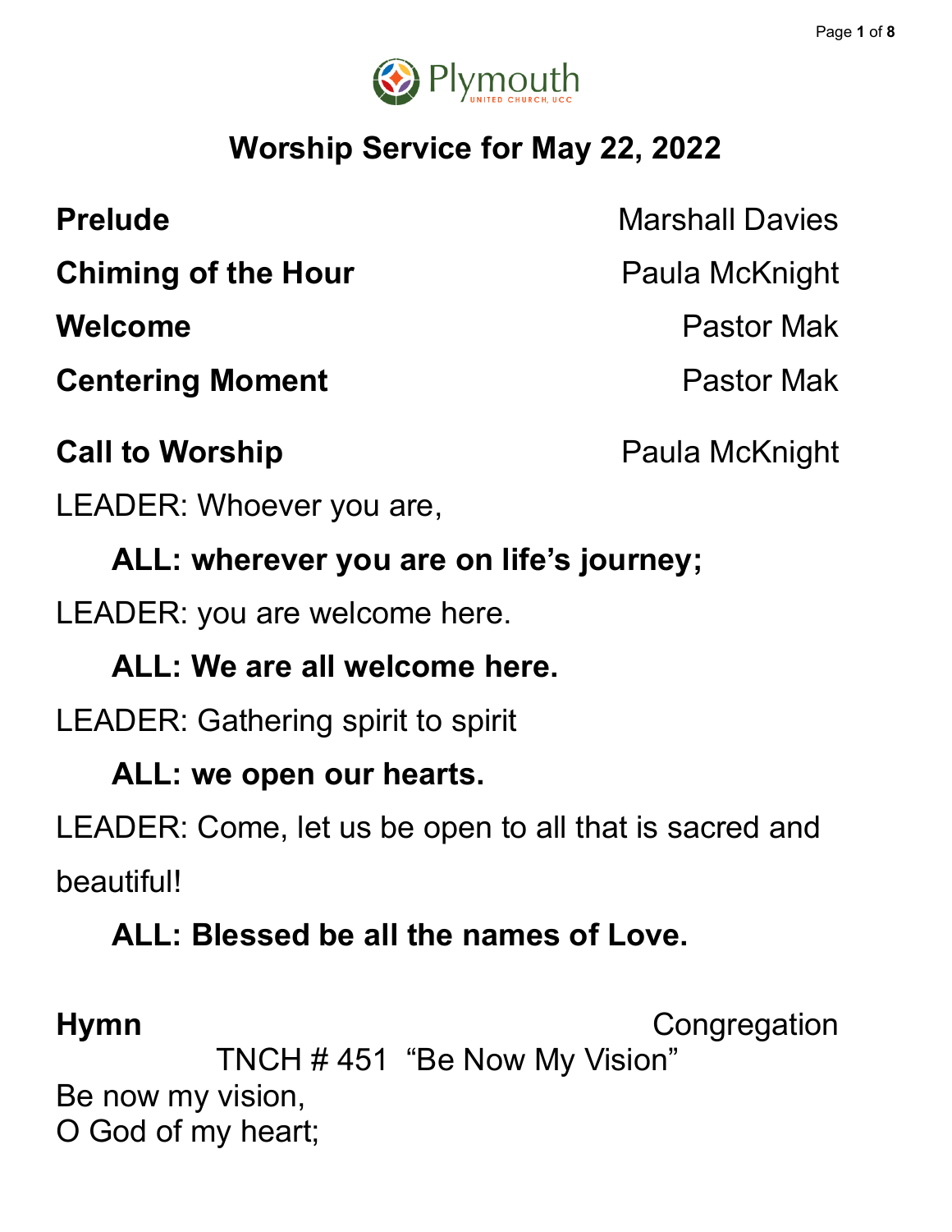Plymouth
UNITED CHURCH, UCC

# Worship Service for May 22, 2022

**Prelude** Marshall Davies

**Chiming of the Hour** Paula McKnight

**Welcome** Pastor Mak

**Centering Moment** Pastor Mak

**Call to Worship** Paula McKnight

LEADER: Whoever you are,

**ALL: wherever you are on life's journey;**

LEADER: you are welcome here.

**ALL: We are all welcome here.**

LEADER: Gathering spirit to spirit

**ALL: we open our hearts.**

LEADER: Come, let us be open to all that is sacred and beautiful!

**ALL: Blessed be all the names of Love.**

**Hymn** Congregation

TNCH # 451 "Be Now My Vision"

Be now my vision,
O God of my heart;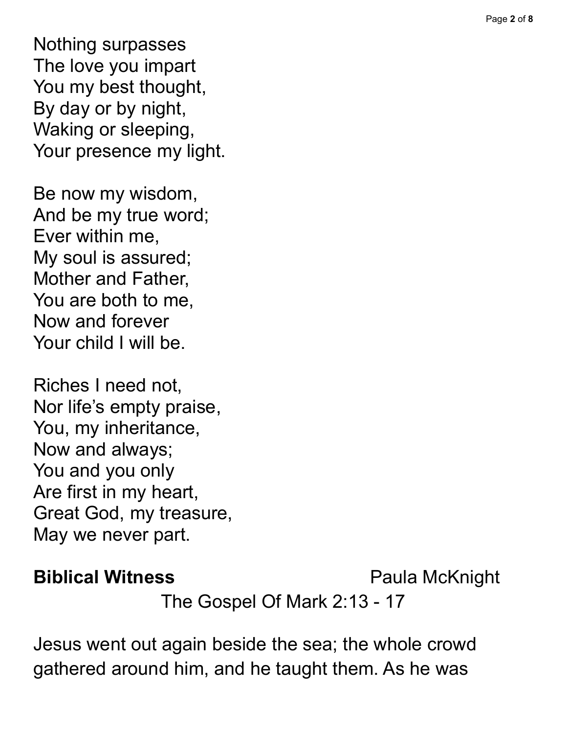Nothing surpasses  
The love you impart  
You my best thought,  
By day or by night,  
Waking or sleeping,  
Your presence my light.

Be now my wisdom,  
And be my true word;  
Ever within me,  
My soul is assured;  
Mother and Father,  
You are both to me,  
Now and forever  
Your child I will be.

Riches I need not,  
Nor life's empty praise,  
You, my inheritance,  
Now and always;  
You and you only  
Are first in my heart,  
Great God, my treasure,  
May we never part.

**Biblical Witness** Paula McKnight

The Gospel Of Mark 2:13 - 17

Jesus went out again beside the sea; the whole crowd gathered around him, and he taught them. As he was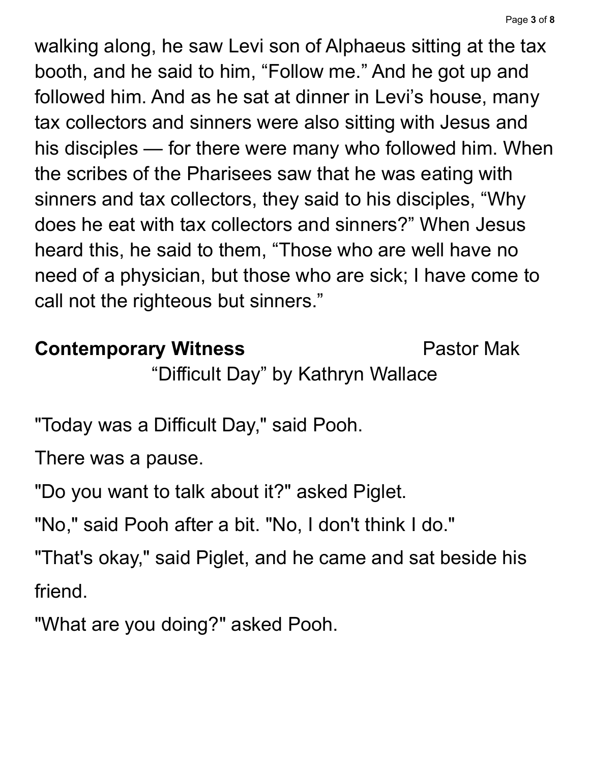walking along, he saw Levi son of Alphaeus sitting at the tax booth, and he said to him, “Follow me.” And he got up and followed him. And as he sat at dinner in Levi’s house, many tax collectors and sinners were also sitting with Jesus and his disciples — for there were many who followed him. When the scribes of the Pharisees saw that he was eating with sinners and tax collectors, they said to his disciples, “Why does he eat with tax collectors and sinners?” When Jesus heard this, he said to them, “Those who are well have no need of a physician, but those who are sick; I have come to call not the righteous but sinners.”

**Contemporary Witness** Pastor Mak

“Difficult Day” by Kathryn Wallace

"Today was a Difficult Day," said Pooh.

There was a pause.

"Do you want to talk about it?" asked Piglet.

"No," said Pooh after a bit. "No, I don't think I do."

"That's okay," said Piglet, and he came and sat beside his friend.

"What are you doing?" asked Pooh.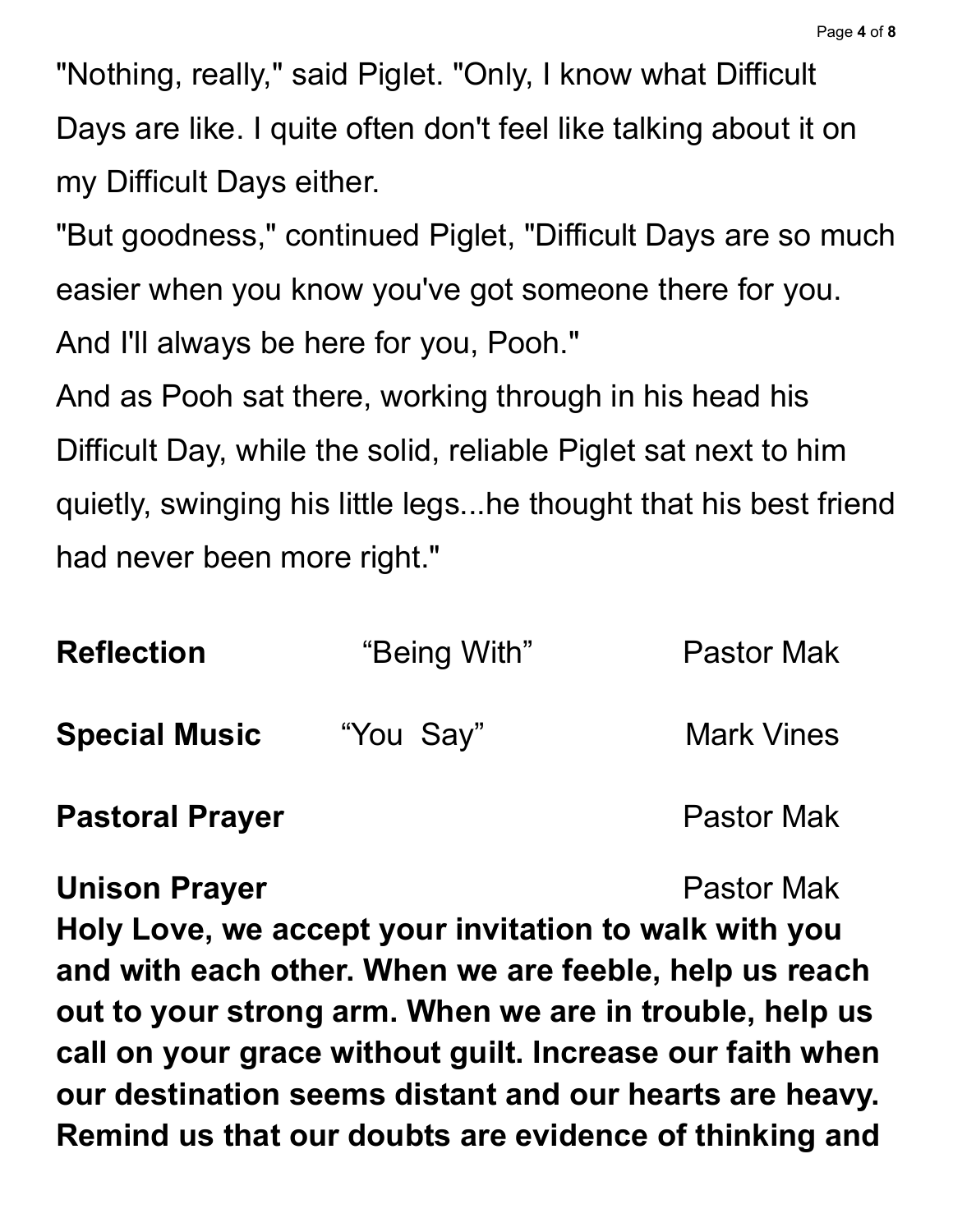"Nothing, really," said Piglet. "Only, I know what Difficult Days are like. I quite often don't feel like talking about it on my Difficult Days either.

"But goodness," continued Piglet, "Difficult Days are so much easier when you know you've got someone there for you. And I'll always be here for you, Pooh."

And as Pooh sat there, working through in his head his Difficult Day, while the solid, reliable Piglet sat next to him quietly, swinging his little legs...he thought that his best friend had never been more right."

**Reflection** "Being With" Pastor Mak

**Special Music** "You Say" Mark Vines

**Pastoral Prayer** Pastor Mak

**Unison Prayer** Pastor Mak

**Holy Love, we accept your invitation to walk with you and with each other. When we are feeble, help us reach out to your strong arm. When we are in trouble, help us call on your grace without guilt. Increase our faith when our destination seems distant and our hearts are heavy. Remind us that our doubts are evidence of thinking and**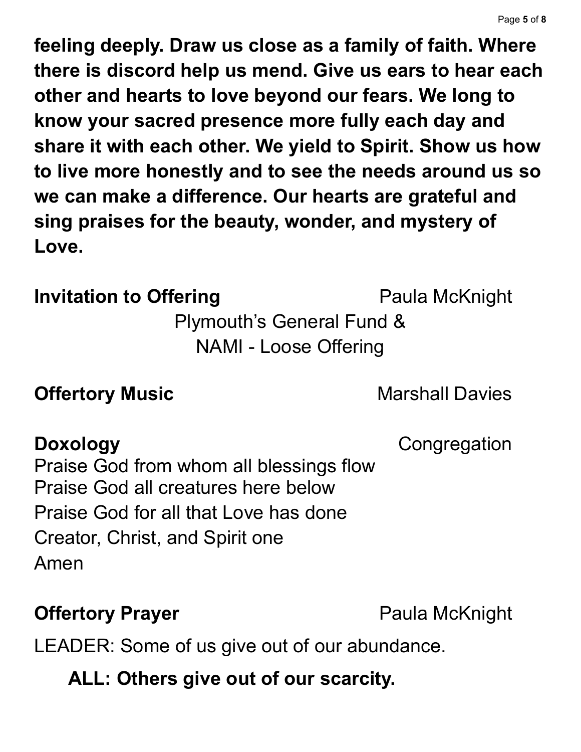**feeling deeply. Draw us close as a family of faith. Where there is discord help us mend. Give us ears to hear each other and hearts to love beyond our fears. We long to know your sacred presence more fully each day and share it with each other. We yield to Spirit. Show us how to live more honestly and to see the needs around us so we can make a difference. Our hearts are grateful and sing praises for the beauty, wonder, and mystery of Love.**

**Invitation to Offering** Paula McKnight

Plymouth's General Fund &
NAMI - Loose Offering

**Offertory Music** Marshall Davies

**Doxology** Congregation

Praise God from whom all blessings flow
Praise God all creatures here below
Praise God for all that Love has done
Creator, Christ, and Spirit one
Amen

**Offertory Prayer** Paula McKnight

LEADER: Some of us give out of our abundance.

**ALL: Others give out of our scarcity.**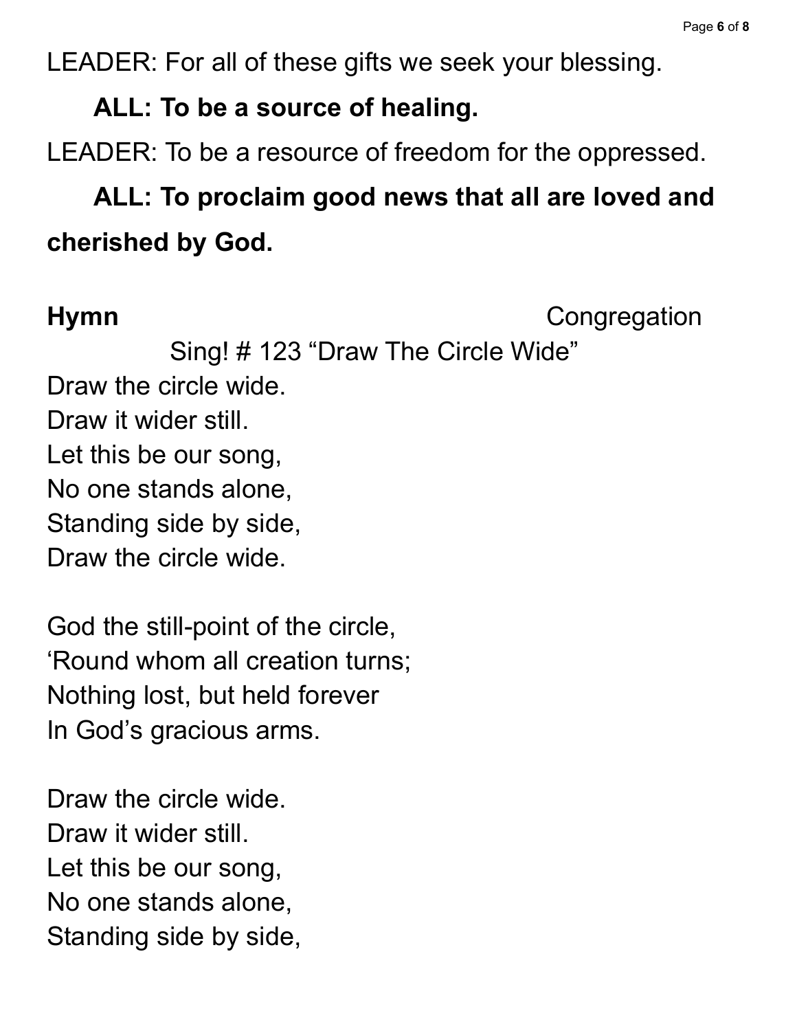LEADER: For all of these gifts we seek your blessing.

**ALL: To be a source of healing.**

LEADER: To be a resource of freedom for the oppressed.

**ALL: To proclaim good news that all are loved and cherished by God.**

**Hymn** Congregation

Sing! # 123 “Draw The Circle Wide”

Draw the circle wide.
Draw it wider still.
Let this be our song,
No one stands alone,
Standing side by side,
Draw the circle wide.

God the still-point of the circle,
‘Round whom all creation turns;
Nothing lost, but held forever
In God’s gracious arms.

Draw the circle wide.
Draw it wider still.
Let this be our song,
No one stands alone,
Standing side by side,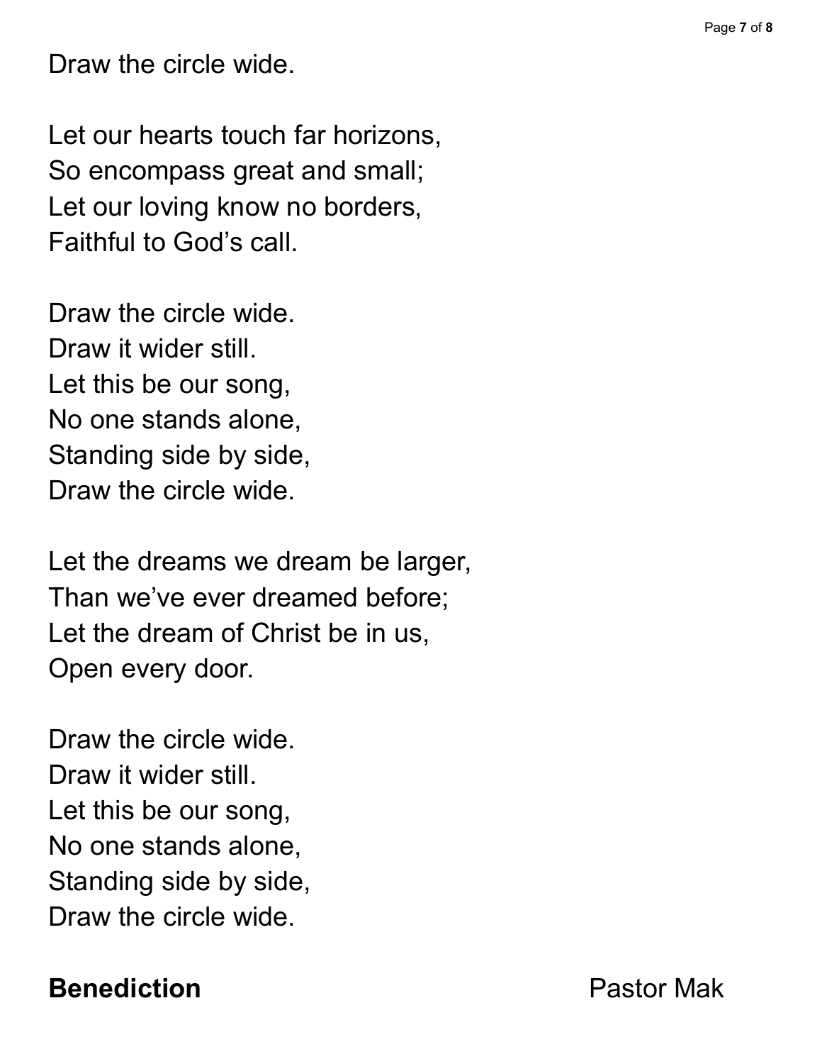Draw the circle wide.

Let our hearts touch far horizons,
So encompass great and small;
Let our loving know no borders,
Faithful to God's call.

Draw the circle wide.
Draw it wider still.
Let this be our song,
No one stands alone,
Standing side by side,
Draw the circle wide.

Let the dreams we dream be larger,
Than we've ever dreamed before;
Let the dream of Christ be in us,
Open every door.

Draw the circle wide.
Draw it wider still.
Let this be our song,
No one stands alone,
Standing side by side,
Draw the circle wide.

**Benediction** Pastor Mak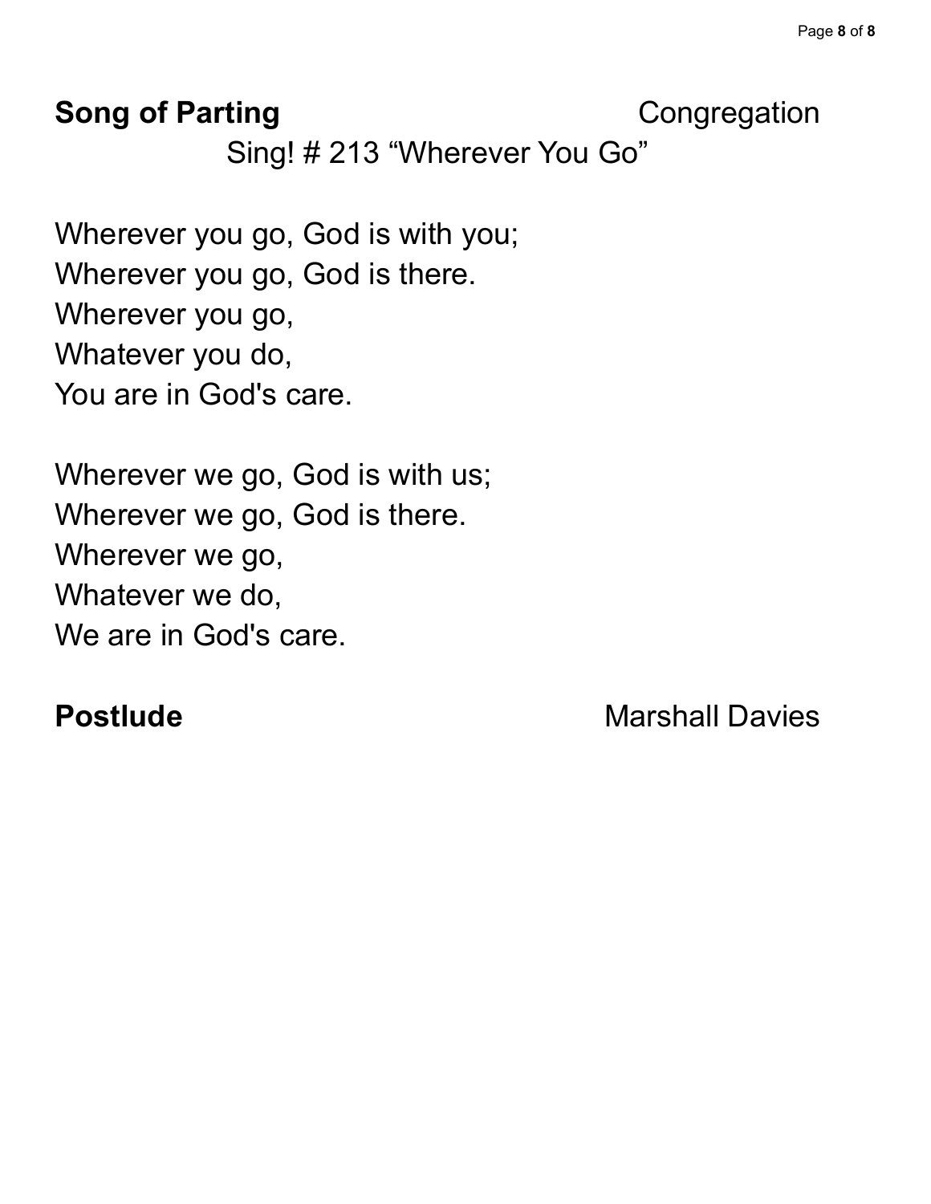**Song of Parting** Congregation

Sing! # 213 “Wherever You Go”

Wherever you go, God is with you;
Wherever you go, God is there.
Wherever you go,
Whatever you do,
You are in God's care.

Wherever we go, God is with us;
Wherever we go, God is there.
Wherever we go,
Whatever we do,
We are in God's care.

**Postlude** Marshall Davies